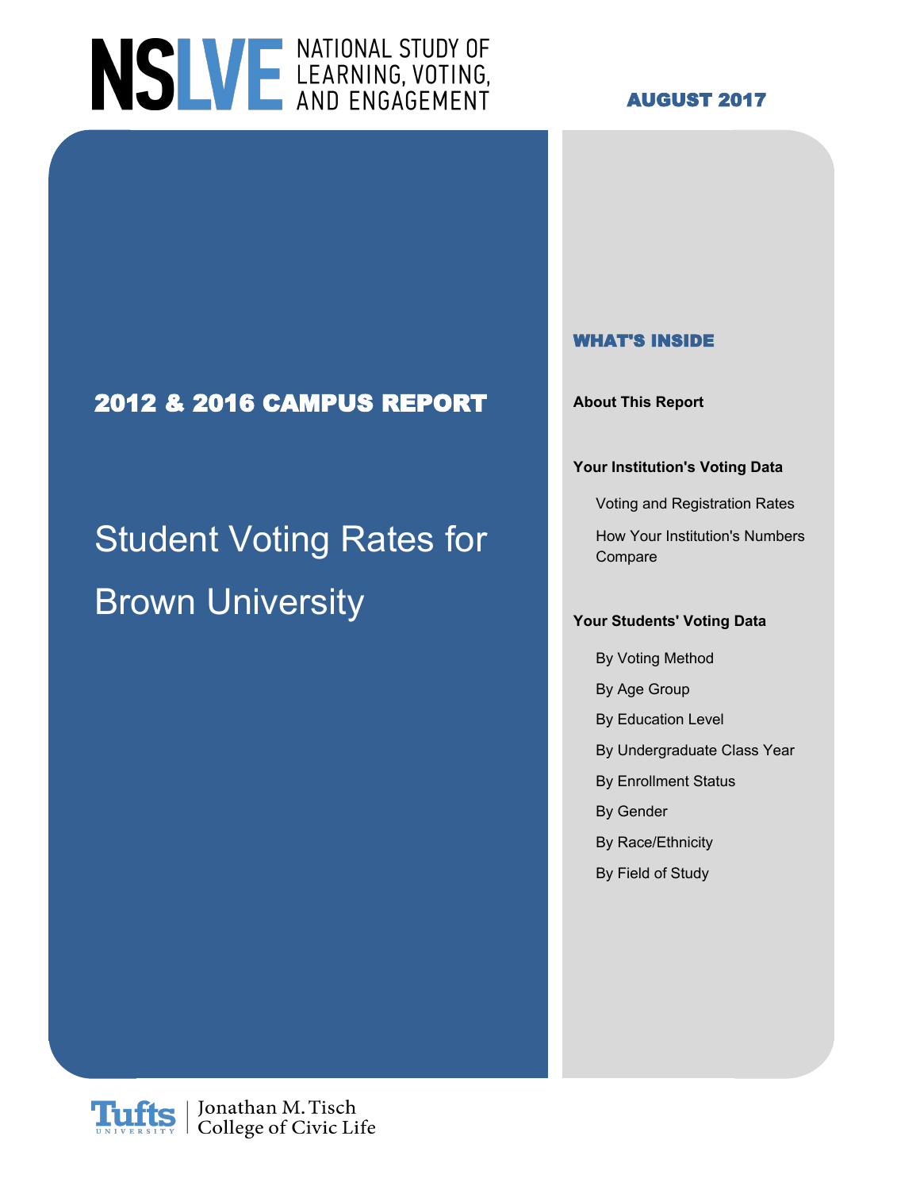# NSLVE NATIONAL STUDY OF LEARNING, VOTING, AND ENGAGEMENT

**AUGUST 2017**

## 2012 & 2016 CAMPUS REPORT

# Student Voting Rates for Brown University

### WHAT'S INSIDE

**About This Report**

**Your Institution's Voting Data**

- Voting and Registration Rates
- How Your Institution's Numbers Compare

**Your Students' Voting Data**

- By Voting Method
- By Age Group
- By Education Level
- By Undergraduate Class Year
- By Enrollment Status
- By Gender
- By Race/Ethnicity
- By Field of Study

Tufts University | Jonathan M. Tisch College of Civic Life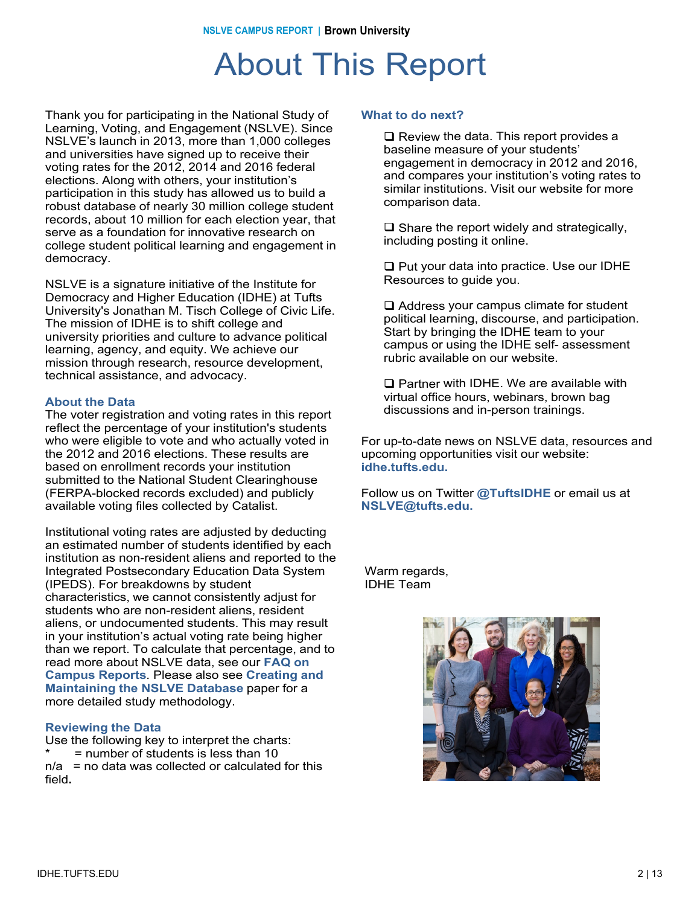# About This Report

Thank you for participating in the National Study of Learning, Voting, and Engagement (NSLVE). Since NSLVE's launch in 2013, more than 1,000 colleges and universities have signed up to receive their voting rates for the 2012, 2014 and 2016 federal elections. Along with others, your institution's participation in this study has allowed us to build a robust database of nearly 30 million college student records, about 10 million for each election year, that serve as a foundation for innovative research on college student political learning and engagement in democracy.

NSLVE is a signature initiative of the Institute for Democracy and Higher Education (IDHE) at Tufts University's Jonathan M. Tisch College of Civic Life. The mission of IDHE is to shift college and university priorities and culture to advance political learning, agency, and equity. We achieve our mission through research, resource development, technical assistance, and advocacy.

### About the Data

The voter registration and voting rates in this report reflect the percentage of your institution's students who were eligible to vote and who actually voted in the 2012 and 2016 elections. These results are based on enrollment records your institution submitted to the National Student Clearinghouse (FERPA-blocked records excluded) and publicly available voting files collected by Catalist.

Institutional voting rates are adjusted by deducting an estimated number of students identified by each institution as non-resident aliens and reported to the Integrated Postsecondary Education Data System (IPEDS). For breakdowns by student characteristics, we cannot consistently adjust for students who are non-resident aliens, resident aliens, or undocumented students. This may result in your institution's actual voting rate being higher than we report. To calculate that percentage, and to read more about NSLVE data, see our **FAQ on Campus Reports**. Please also see **Creating and Maintaining the NSLVE Database** paper for a more detailed study methodology.

### Reviewing the Data

Use the following key to interpret the charts:

\* = number of students is less than 10

n/a = no data was collected or calculated for this field.

### What to do next?

- ❑ Review the data. This report provides a baseline measure of your students' engagement in democracy in 2012 and 2016, and compares your institution's voting rates to similar institutions. Visit our website for more comparison data.
- ❑ Share the report widely and strategically, including posting it online.
- ❑ Put your data into practice. Use our IDHE Resources to guide you.
- ❑ Address your campus climate for student political learning, discourse, and participation. Start by bringing the IDHE team to your campus or using the IDHE self- assessment rubric available on our website.
- ❑ Partner with IDHE. We are available with virtual office hours, webinars, brown bag discussions and in-person trainings.

For up-to-date news on NSLVE data, resources and upcoming opportunities visit our website: **idhe.tufts.edu.**

Follow us on Twitter **@TuftsIDHE** or email us at **NSLVE@tufts.edu.**

Warm regards,
IDHE Team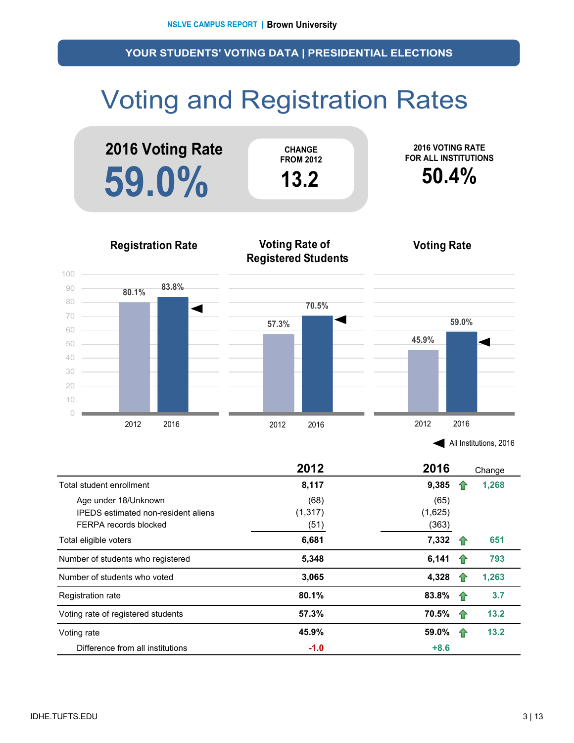## YOUR STUDENTS' VOTING DATA | PRESIDENTIAL ELECTIONS

# Voting and Registration Rates

**2016 Voting Rate**
**59.0%**

CHANGE FROM 2012
**13.2**

2016 VOTING RATE FOR ALL INSTITUTIONS
**50.4%**

**Registration Rate**

| | 2012 | 2016 |
|---|---|---|
| Registration Rate | 80.1% | 83.8% |

**Voting Rate of Registered Students**

| | 2012 | 2016 |
|---|---|---|
| Voting Rate of Registered Students | 57.3% | 70.5% |

**Voting Rate**

| | 2012 | 2016 |
|---|---|---|
| Voting Rate | 45.9% | 59.0% |

◀ All Institutions, 2016

| | 2012 | 2016 | Change |
|---|---|---|---|
| Total student enrollment | 8,117 | 9,385 | 1,268 |
| Age under 18/Unknown | (68) | (65) | |
| IPEDS estimated non-resident aliens | (1,317) | (1,625) | |
| FERPA records blocked | (51) | (363) | |
| Total eligible voters | 6,681 | 7,332 | 651 |
| Number of students who registered | 5,348 | 6,141 | 793 |
| Number of students who voted | 3,065 | 4,328 | 1,263 |
| Registration rate | 80.1% | 83.8% | 3.7 |
| Voting rate of registered students | 57.3% | 70.5% | 13.2 |
| Voting rate | 45.9% | 59.0% | 13.2 |
| Difference from all institutions | -1.0 | +8.6 | |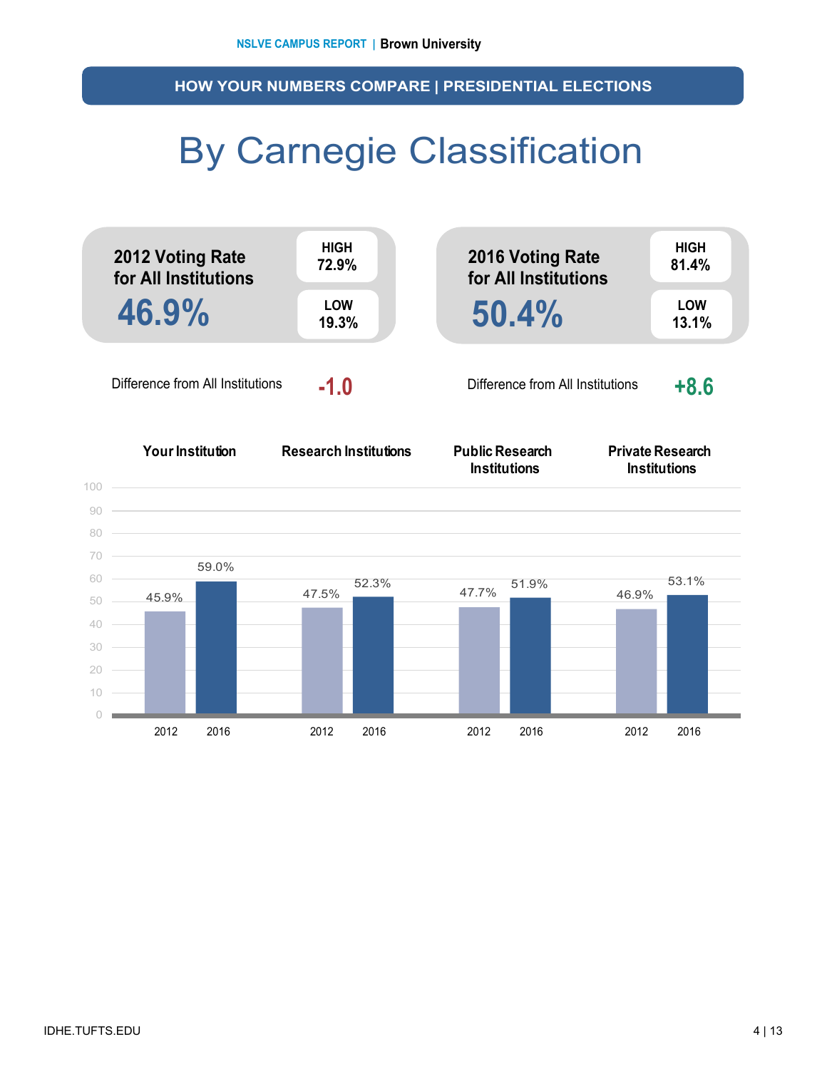## HOW YOUR NUMBERS COMPARE | PRESIDENTIAL ELECTIONS

# By Carnegie Classification

**2012 Voting Rate for All Institutions**

**46.9%**

HIGH 72.9%

LOW 19.3%

Difference from All Institutions **-1.0**

**2016 Voting Rate for All Institutions**

**50.4%**

HIGH 81.4%

LOW 13.1%

Difference from All Institutions **+8.6**

| | Your Institution | Research Institutions | Public Research Institutions | Private Research Institutions |
|---|---|---|---|---|
| 2012 | 45.9% | 47.5% | 47.7% | 46.9% |
| 2016 | 59.0% | 52.3% | 51.9% | 53.1% |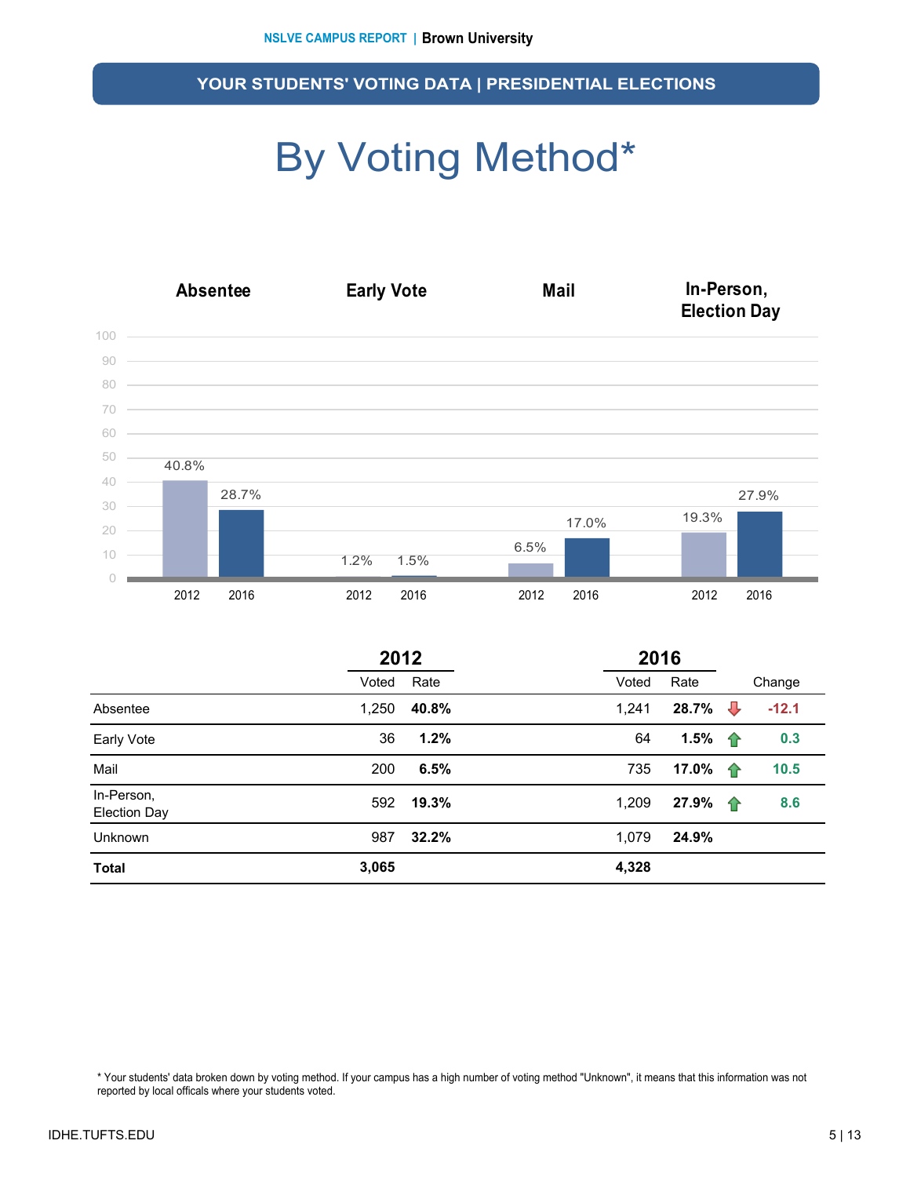## YOUR STUDENTS' VOTING DATA | PRESIDENTIAL ELECTIONS

# By Voting Method*

| | Absentee | Early Vote | Mail | In-Person, Election Day |
|---|---|---|---|---|
| 2012 | 40.8% | 1.2% | 6.5% | 19.3% |
| 2016 | 28.7% | 1.5% | 17.0% | 27.9% |

| | 2012 | | 2016 | | |
|---|---|---|---|---|---|
| | Voted | Rate | Voted | Rate | Change |
| Absentee | 1,250 | **40.8%** | 1,241 | **28.7%** | ↓ **-12.1** |
| Early Vote | 36 | **1.2%** | 64 | **1.5%** | ↑ **0.3** |
| Mail | 200 | **6.5%** | 735 | **17.0%** | ↑ **10.5** |
| In-Person, Election Day | 592 | **19.3%** | 1,209 | **27.9%** | ↑ **8.6** |
| Unknown | 987 | **32.2%** | 1,079 | **24.9%** | |
| **Total** | **3,065** | | **4,328** | | |

* Your students' data broken down by voting method. If your campus has a high number of voting method "Unknown", it means that this information was not reported by local officals where your students voted.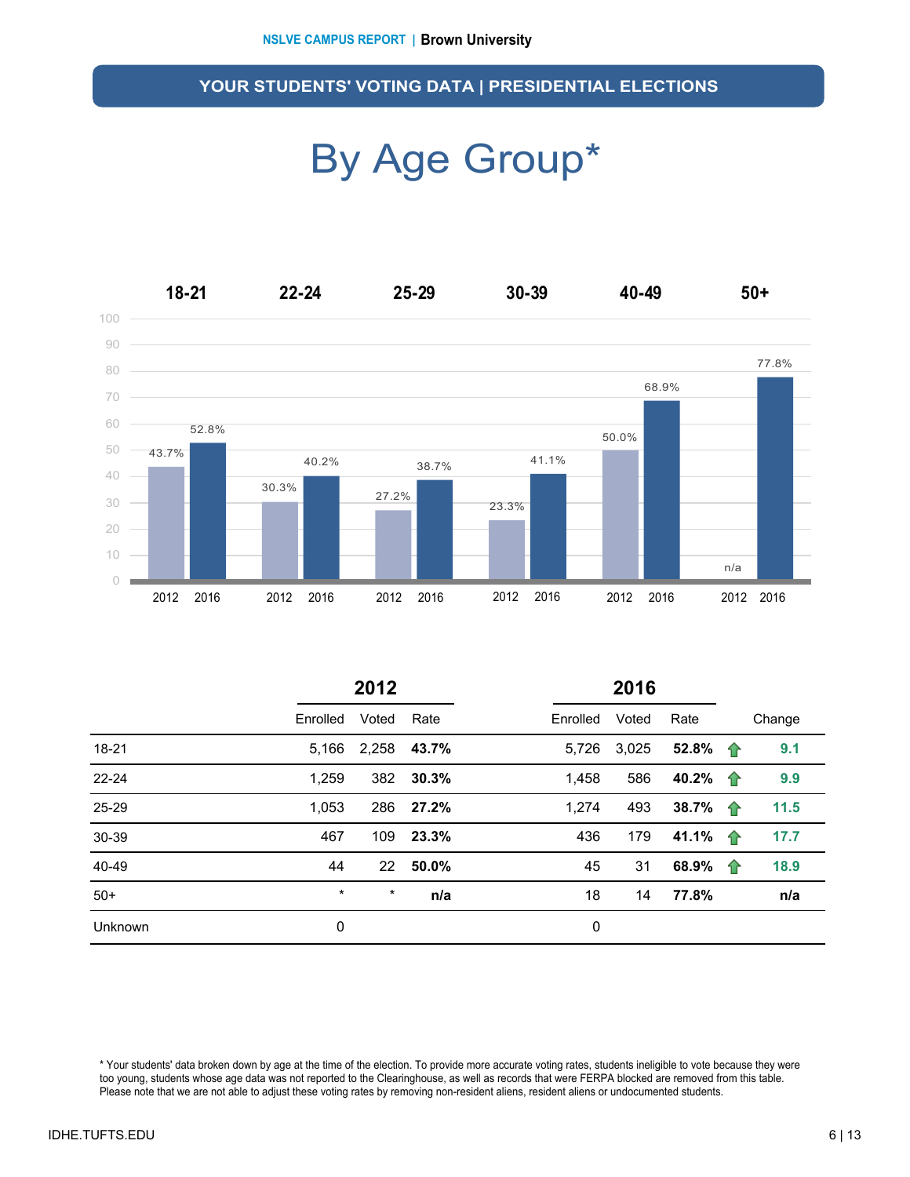## YOUR STUDENTS' VOTING DATA | PRESIDENTIAL ELECTIONS

# By Age Group*

| | 18-21 | 22-24 | 25-29 | 30-39 | 40-49 | 50+ |
|---|---|---|---|---|---|---|
| 2012 | 43.7% | 30.3% | 27.2% | 23.3% | 50.0% | n/a |
| 2016 | 52.8% | 40.2% | 38.7% | 41.1% | 68.9% | 77.8% |

| | 2012 | | | 2016 | | | |
|---|---|---|---|---|---|---|---|
| | Enrolled | Voted | Rate | Enrolled | Voted | Rate | Change |
| 18-21 | 5,166 | 2,258 | **43.7%** | 5,726 | 3,025 | **52.8%** | ↑ 9.1 |
| 22-24 | 1,259 | 382 | **30.3%** | 1,458 | 586 | **40.2%** | ↑ 9.9 |
| 25-29 | 1,053 | 286 | **27.2%** | 1,274 | 493 | **38.7%** | ↑ 11.5 |
| 30-39 | 467 | 109 | **23.3%** | 436 | 179 | **41.1%** | ↑ 17.7 |
| 40-49 | 44 | 22 | **50.0%** | 45 | 31 | **68.9%** | ↑ 18.9 |
| 50+ | * | * | **n/a** | 18 | 14 | **77.8%** | **n/a** |
| Unknown | 0 | | | 0 | | | |

* Your students' data broken down by age at the time of the election. To provide more accurate voting rates, students ineligible to vote because they were too young, students whose age data was not reported to the Clearinghouse, as well as records that were FERPA blocked are removed from this table. Please note that we are not able to adjust these voting rates by removing non-resident aliens, resident aliens or undocumented students.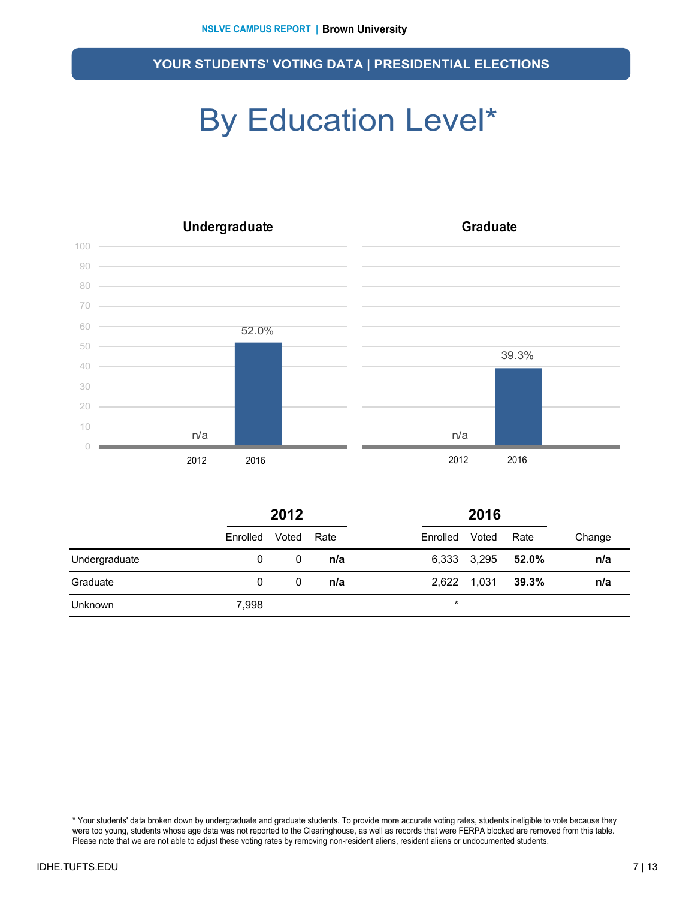## YOUR STUDENTS' VOTING DATA | PRESIDENTIAL ELECTIONS

# By Education Level*

**Undergraduate**

| Year | Rate |
|---|---|
| 2012 | n/a |
| 2016 | 52.0% |

**Graduate**

| Year | Rate |
|---|---|
| 2012 | n/a |
| 2016 | 39.3% |

| | 2012 | | | 2016 | | | |
|---|---|---|---|---|---|---|---|
| | Enrolled | Voted | Rate | Enrolled | Voted | Rate | Change |
| Undergraduate | 0 | 0 | **n/a** | 6,333 | 3,295 | **52.0%** | **n/a** |
| Graduate | 0 | 0 | **n/a** | 2,622 | 1,031 | **39.3%** | **n/a** |
| Unknown | 7,998 | | | * | | | |

* Your students' data broken down by undergraduate and graduate students. To provide more accurate voting rates, students ineligible to vote because they were too young, students whose age data was not reported to the Clearinghouse, as well as records that were FERPA blocked are removed from this table. Please note that we are not able to adjust these voting rates by removing non-resident aliens, resident aliens or undocumented students.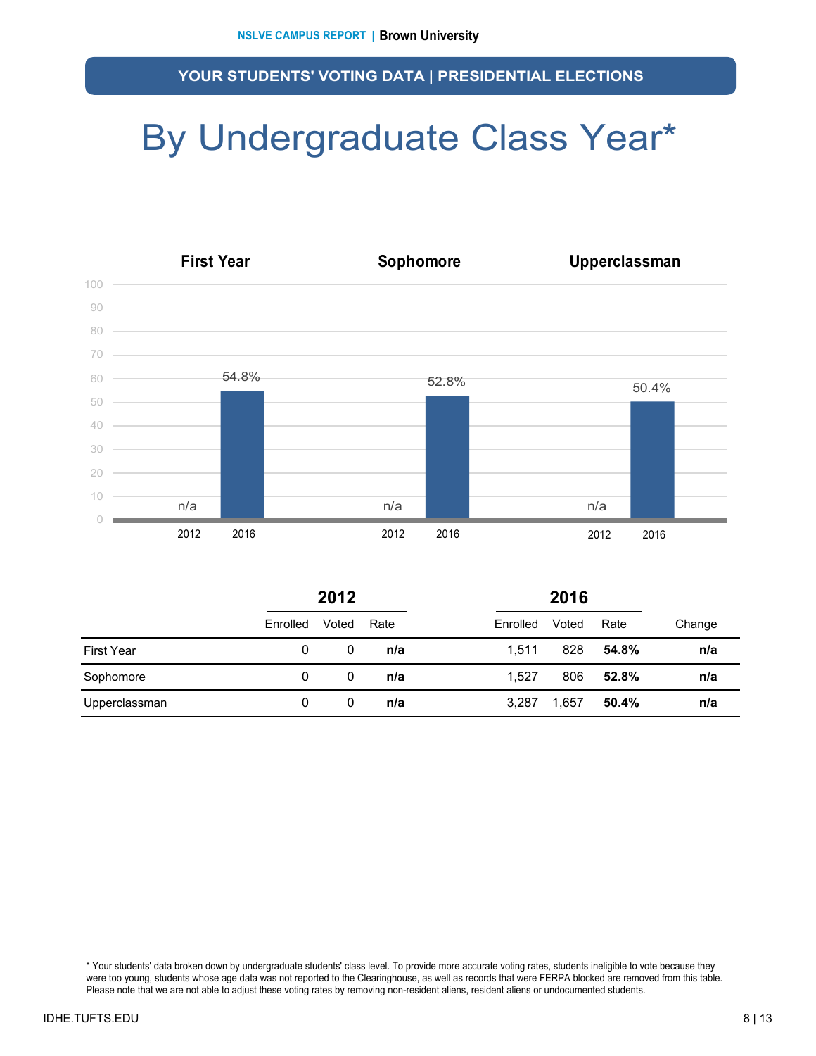## YOUR STUDENTS' VOTING DATA | PRESIDENTIAL ELECTIONS

# By Undergraduate Class Year*

**First Year** — 2012: n/a; 2016: 54.8%

**Sophomore** — 2012: n/a; 2016: 52.8%

**Upperclassman** — 2012: n/a; 2016: 50.4%

| | 2012 | | | 2016 | | | |
|---|---|---|---|---|---|---|---|
| | Enrolled | Voted | Rate | Enrolled | Voted | Rate | Change |
| First Year | 0 | 0 | **n/a** | 1,511 | 828 | **54.8%** | **n/a** |
| Sophomore | 0 | 0 | **n/a** | 1,527 | 806 | **52.8%** | **n/a** |
| Upperclassman | 0 | 0 | **n/a** | 3,287 | 1,657 | **50.4%** | **n/a** |

* Your students' data broken down by undergraduate students' class level. To provide more accurate voting rates, students ineligible to vote because they were too young, students whose age data was not reported to the Clearinghouse, as well as records that were FERPA blocked are removed from this table. Please note that we are not able to adjust these voting rates by removing non-resident aliens, resident aliens or undocumented students.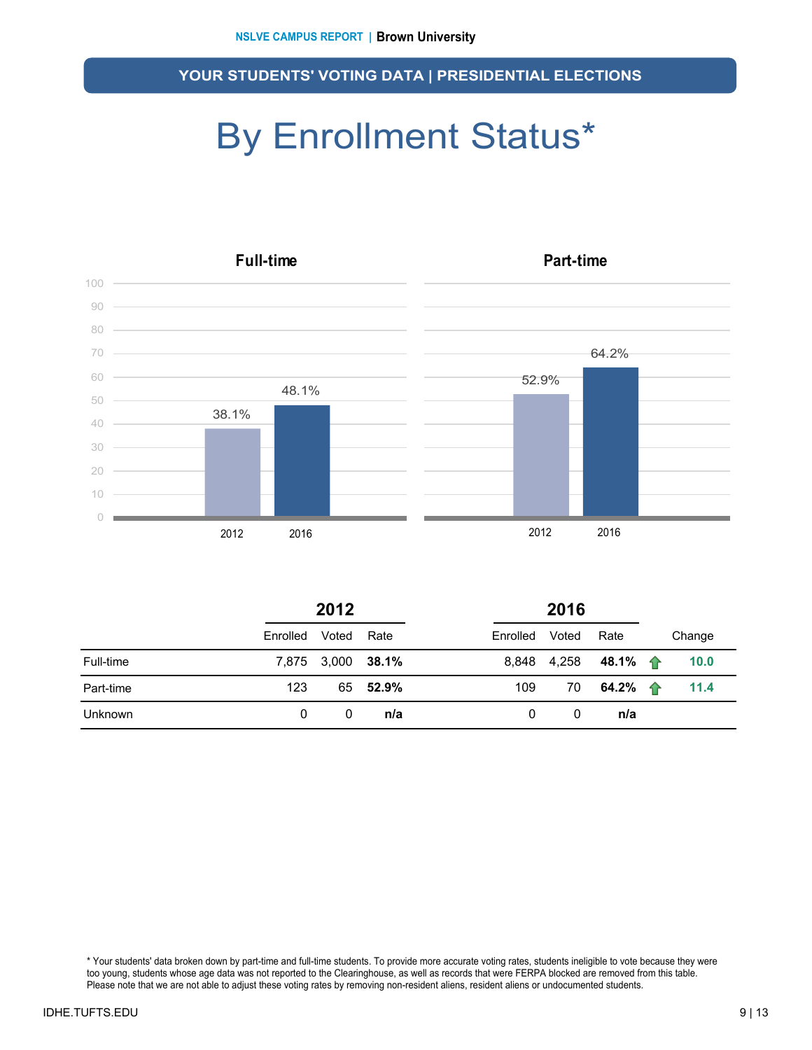## YOUR STUDENTS' VOTING DATA | PRESIDENTIAL ELECTIONS

# By Enrollment Status*

**Full-time**

| | 2012 | 2016 |
|---|---|---|
| Full-time | 38.1% | 48.1% |

**Part-time**

| | 2012 | 2016 |
|---|---|---|
| Part-time | 52.9% | 64.2% |

| | 2012 | | | 2016 | | | |
|---|---|---|---|---|---|---|---|
| | Enrolled | Voted | Rate | Enrolled | Voted | Rate | Change |
| Full-time | 7,875 | 3,000 | **38.1%** | 8,848 | 4,258 | **48.1%** | ↑ **10.0** |
| Part-time | 123 | 65 | **52.9%** | 109 | 70 | **64.2%** | ↑ **11.4** |
| Unknown | 0 | 0 | **n/a** | 0 | 0 | **n/a** | |

\* Your students' data broken down by part-time and full-time students. To provide more accurate voting rates, students ineligible to vote because they were too young, students whose age data was not reported to the Clearinghouse, as well as records that were FERPA blocked are removed from this table. Please note that we are not able to adjust these voting rates by removing non-resident aliens, resident aliens or undocumented students.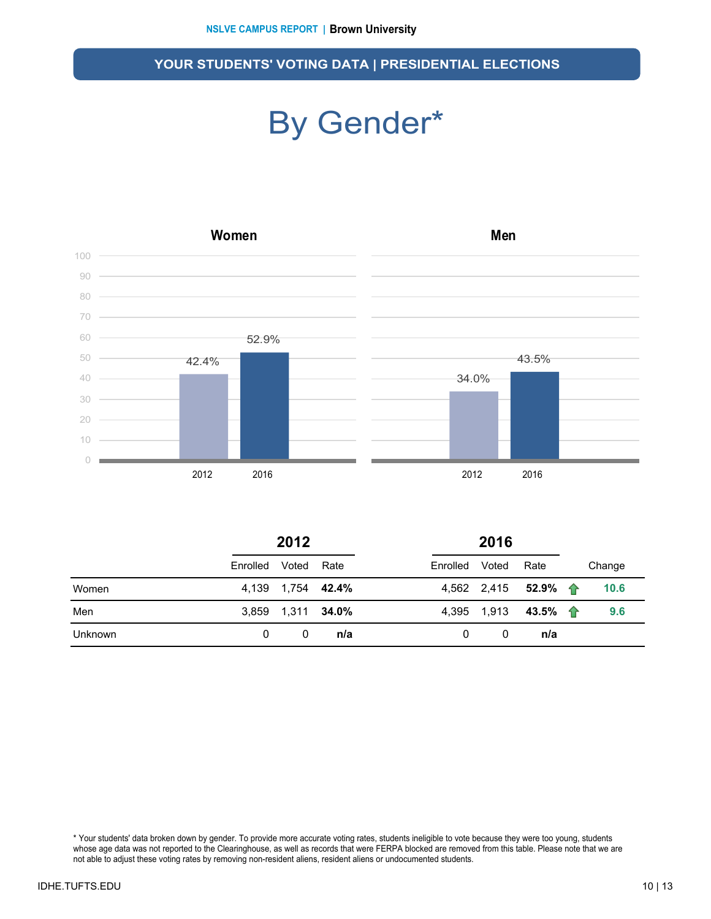## YOUR STUDENTS' VOTING DATA | PRESIDENTIAL ELECTIONS

# By Gender*

**Women**

| | 2012 | 2016 |
|---|---|---|
| Rate | 42.4% | 52.9% |

**Men**

| | 2012 | 2016 |
|---|---|---|
| Rate | 34.0% | 43.5% |

| | 2012 | | | 2016 | | | |
|---|---|---|---|---|---|---|---|
| | Enrolled | Voted | Rate | Enrolled | Voted | Rate | Change |
| Women | 4,139 | 1,754 | **42.4%** | 4,562 | 2,415 | **52.9%** | ↑ **10.6** |
| Men | 3,859 | 1,311 | **34.0%** | 4,395 | 1,913 | **43.5%** | ↑ **9.6** |
| Unknown | 0 | 0 | **n/a** | 0 | 0 | **n/a** | |

* Your students' data broken down by gender. To provide more accurate voting rates, students ineligible to vote because they were too young, students whose age data was not reported to the Clearinghouse, as well as records that were FERPA blocked are removed from this table. Please note that we are not able to adjust these voting rates by removing non-resident aliens, resident aliens or undocumented students.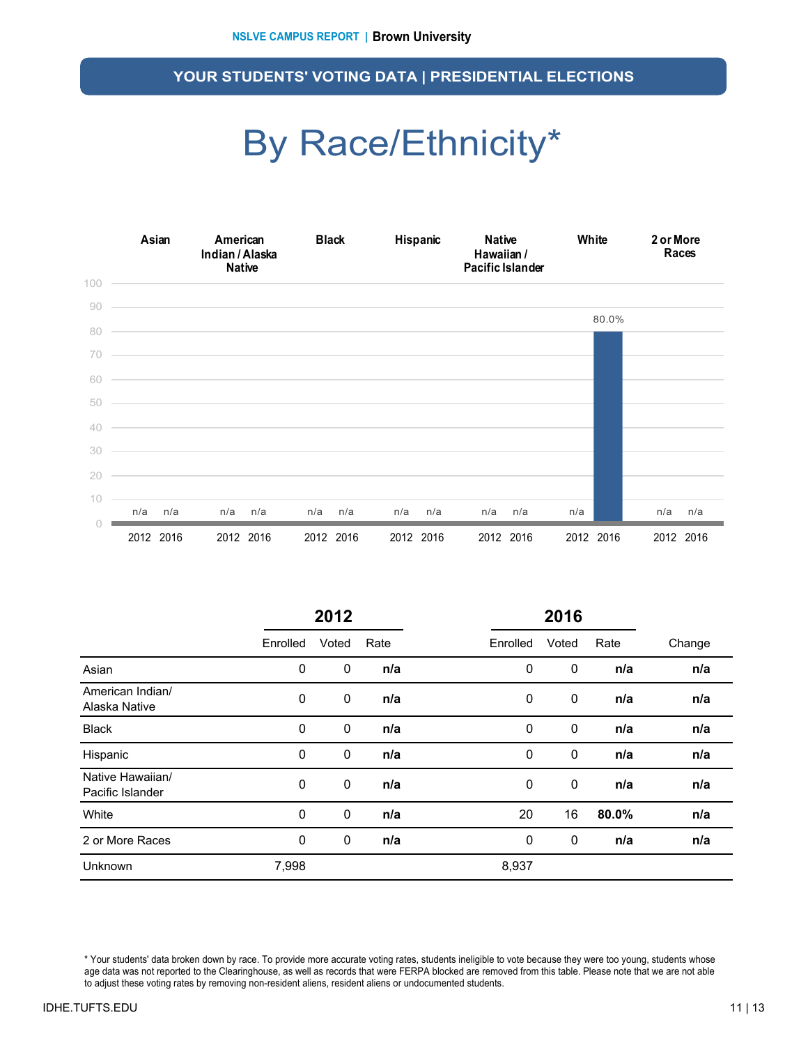## YOUR STUDENTS' VOTING DATA | PRESIDENTIAL ELECTIONS

# By Race/Ethnicity*

| | 2012 | | | 2016 | | | |
|---|---|---|---|---|---|---|---|
| | Enrolled | Voted | Rate | Enrolled | Voted | Rate | Change |
| Asian | 0 | 0 | **n/a** | 0 | 0 | **n/a** | **n/a** |
| American Indian/ Alaska Native | 0 | 0 | **n/a** | 0 | 0 | **n/a** | **n/a** |
| Black | 0 | 0 | **n/a** | 0 | 0 | **n/a** | **n/a** |
| Hispanic | 0 | 0 | **n/a** | 0 | 0 | **n/a** | **n/a** |
| Native Hawaiian/ Pacific Islander | 0 | 0 | **n/a** | 0 | 0 | **n/a** | **n/a** |
| White | 0 | 0 | **n/a** | 20 | 16 | **80.0%** | **n/a** |
| 2 or More Races | 0 | 0 | **n/a** | 0 | 0 | **n/a** | **n/a** |
| Unknown | 7,998 | | | 8,937 | | | |

* Your students' data broken down by race. To provide more accurate voting rates, students ineligible to vote because they were too young, students whose age data was not reported to the Clearinghouse, as well as records that were FERPA blocked are removed from this table. Please note that we are not able to adjust these voting rates by removing non-resident aliens, resident aliens or undocumented students.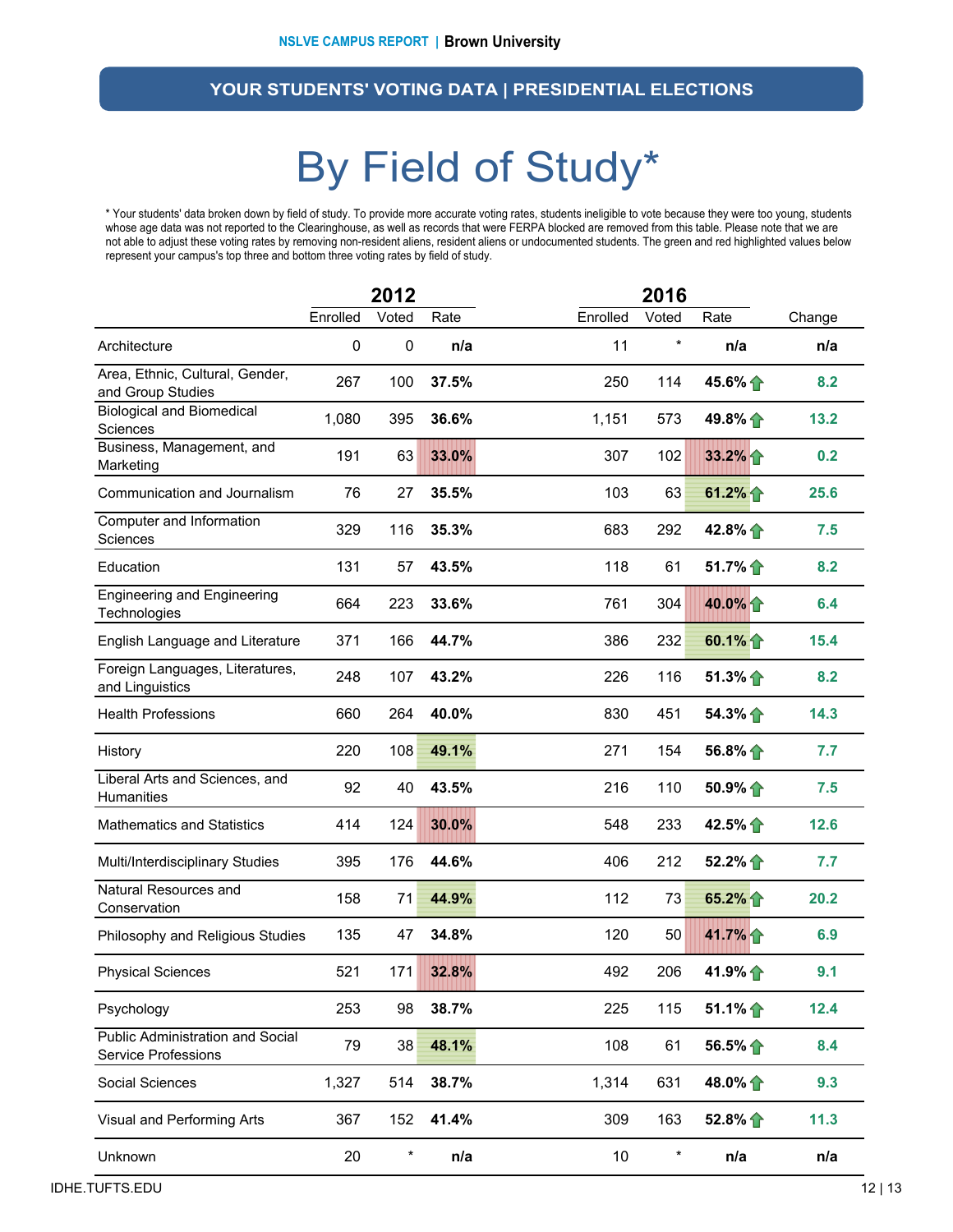## YOUR STUDENTS' VOTING DATA | PRESIDENTIAL ELECTIONS

# By Field of Study*

* Your students' data broken down by field of study. To provide more accurate voting rates, students ineligible to vote because they were too young, students whose age data was not reported to the Clearinghouse, as well as records that were FERPA blocked are removed from this table. Please note that we are not able to adjust these voting rates by removing non-resident aliens, resident aliens or undocumented students. The green and red highlighted values below represent your campus's top three and bottom three voting rates by field of study.

| | 2012 | | | 2016 | | | |
|---|---|---|---|---|---|---|---|
| | Enrolled | Voted | Rate | Enrolled | Voted | Rate | Change |
| Architecture | 0 | 0 | **n/a** | 11 | * | **n/a** | **n/a** |
| Area, Ethnic, Cultural, Gender, and Group Studies | 267 | 100 | **37.5%** | 250 | 114 | **45.6%** | **8.2** |
| Biological and Biomedical Sciences | 1,080 | 395 | **36.6%** | 1,151 | 573 | **49.8%** | **13.2** |
| Business, Management, and Marketing | 191 | 63 | **33.0%** | 307 | 102 | **33.2%** | **0.2** |
| Communication and Journalism | 76 | 27 | **35.5%** | 103 | 63 | **61.2%** | **25.6** |
| Computer and Information Sciences | 329 | 116 | **35.3%** | 683 | 292 | **42.8%** | **7.5** |
| Education | 131 | 57 | **43.5%** | 118 | 61 | **51.7%** | **8.2** |
| Engineering and Engineering Technologies | 664 | 223 | **33.6%** | 761 | 304 | **40.0%** | **6.4** |
| English Language and Literature | 371 | 166 | **44.7%** | 386 | 232 | **60.1%** | **15.4** |
| Foreign Languages, Literatures, and Linguistics | 248 | 107 | **43.2%** | 226 | 116 | **51.3%** | **8.2** |
| Health Professions | 660 | 264 | **40.0%** | 830 | 451 | **54.3%** | **14.3** |
| History | 220 | 108 | **49.1%** | 271 | 154 | **56.8%** | **7.7** |
| Liberal Arts and Sciences, and Humanities | 92 | 40 | **43.5%** | 216 | 110 | **50.9%** | **7.5** |
| Mathematics and Statistics | 414 | 124 | **30.0%** | 548 | 233 | **42.5%** | **12.6** |
| Multi/Interdisciplinary Studies | 395 | 176 | **44.6%** | 406 | 212 | **52.2%** | **7.7** |
| Natural Resources and Conservation | 158 | 71 | **44.9%** | 112 | 73 | **65.2%** | **20.2** |
| Philosophy and Religious Studies | 135 | 47 | **34.8%** | 120 | 50 | **41.7%** | **6.9** |
| Physical Sciences | 521 | 171 | **32.8%** | 492 | 206 | **41.9%** | **9.1** |
| Psychology | 253 | 98 | **38.7%** | 225 | 115 | **51.1%** | **12.4** |
| Public Administration and Social Service Professions | 79 | 38 | **48.1%** | 108 | 61 | **56.5%** | **8.4** |
| Social Sciences | 1,327 | 514 | **38.7%** | 1,314 | 631 | **48.0%** | **9.3** |
| Visual and Performing Arts | 367 | 152 | **41.4%** | 309 | 163 | **52.8%** | **11.3** |
| Unknown | 20 | * | **n/a** | 10 | * | **n/a** | **n/a** |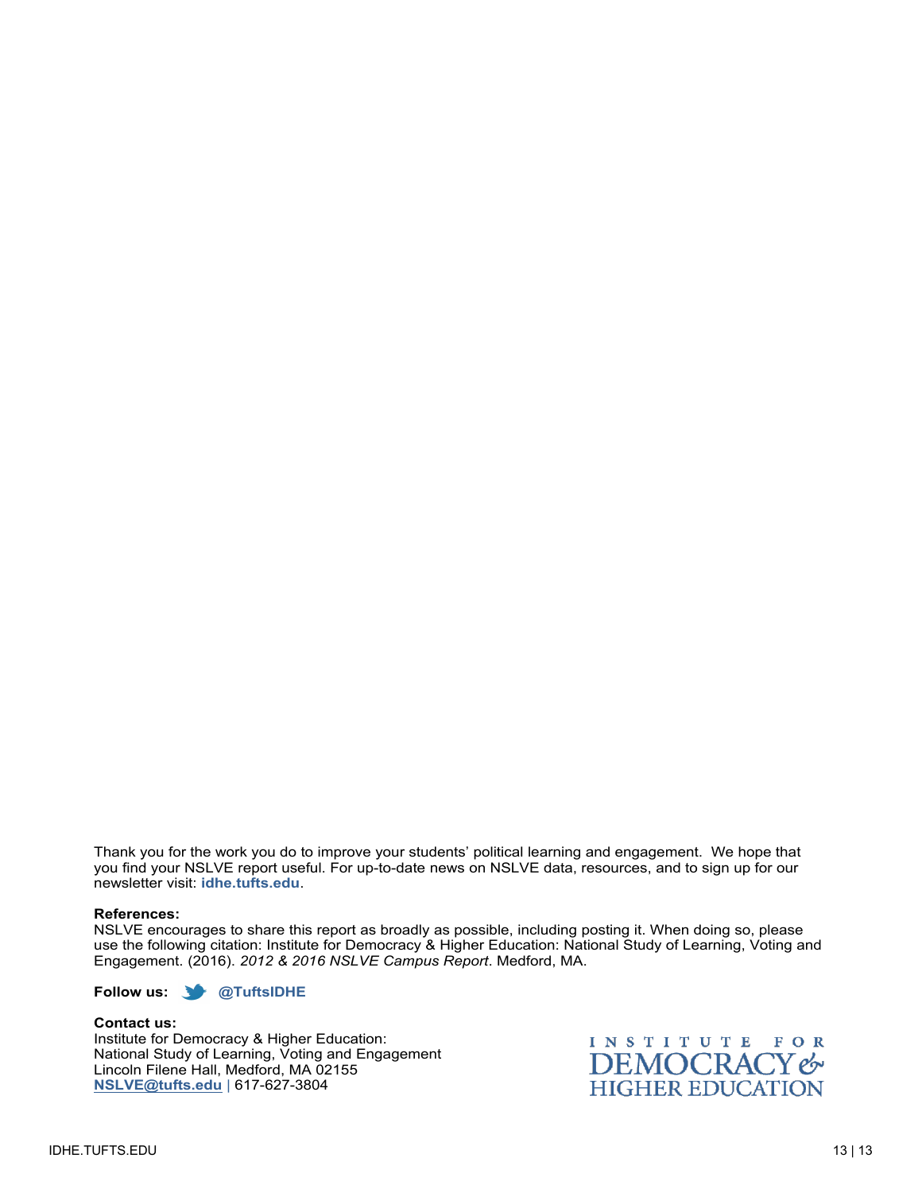Thank you for the work you do to improve your students' political learning and engagement. We hope that you find your NSLVE report useful. For up-to-date news on NSLVE data, resources, and to sign up for our newsletter visit: **idhe.tufts.edu**.

**References:**
NSLVE encourages to share this report as broadly as possible, including posting it. When doing so, please use the following citation: Institute for Democracy & Higher Education: National Study of Learning, Voting and Engagement. (2016). *2012 & 2016 NSLVE Campus Report*. Medford, MA.

**Follow us:** **@TuftsIDHE**

**Contact us:**
Institute for Democracy & Higher Education:
National Study of Learning, Voting and Engagement
Lincoln Filene Hall, Medford, MA 02155
**NSLVE@tufts.edu** | 617-627-3804

INSTITUTE FOR DEMOCRACY & HIGHER EDUCATION